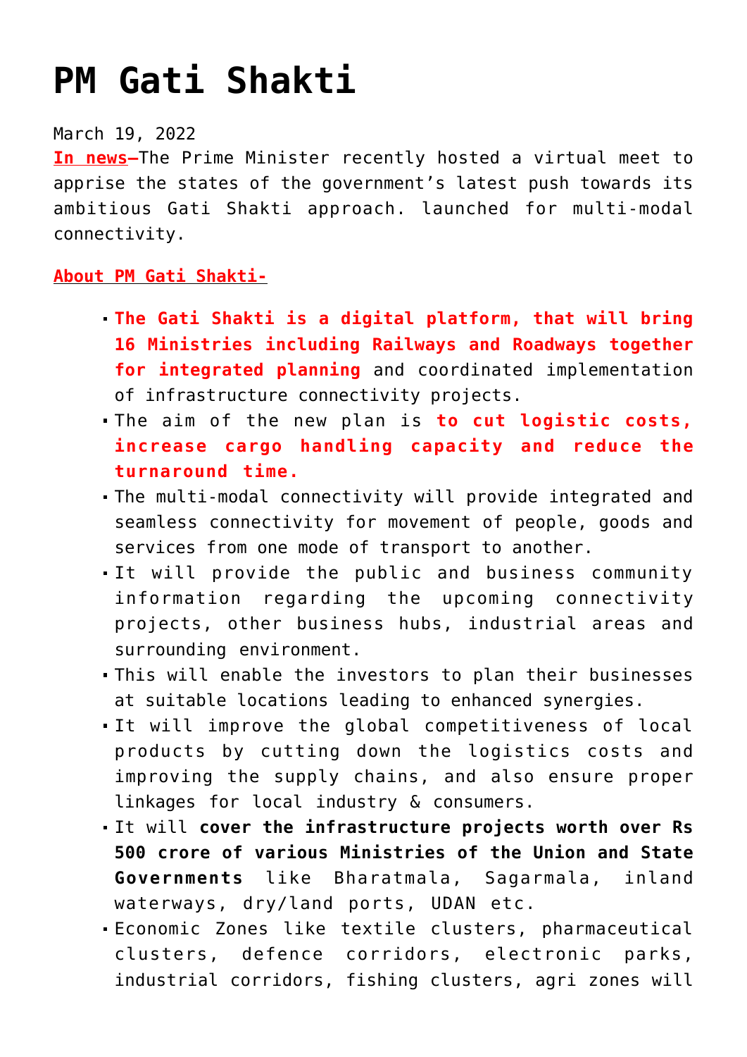# PM Gati Shakti

March 19, 2022

**In news**–The Prime Minister recently hosted a virtual meet to apprise the states of the government's latest push towards its ambitious Gati Shakti approach. launched for multi-modal connectivity.

**About PM Gati Shakti-**

- **The Gati Shakti is a digital platform, that will bring 16 Ministries including Railways and Roadways together for integrated planning** and coordinated implementation of infrastructure connectivity projects.
- The aim of the new plan is **to cut logistic costs, increase cargo handling capacity and reduce the turnaround time.**
- The multi-modal connectivity will provide integrated and seamless connectivity for movement of people, goods and services from one mode of transport to another.
- It will provide the public and business community information regarding the upcoming connectivity projects, other business hubs, industrial areas and surrounding environment.
- This will enable the investors to plan their businesses at suitable locations leading to enhanced synergies.
- It will improve the global competitiveness of local products by cutting down the logistics costs and improving the supply chains, and also ensure proper linkages for local industry & consumers.
- It will **cover the infrastructure projects worth over Rs 500 crore of various Ministries of the Union and State Governments** like Bharatmala, Sagarmala, inland waterways, dry/land ports, UDAN etc.
- Economic Zones like textile clusters, pharmaceutical clusters, defence corridors, electronic parks, industrial corridors, fishing clusters, agri zones will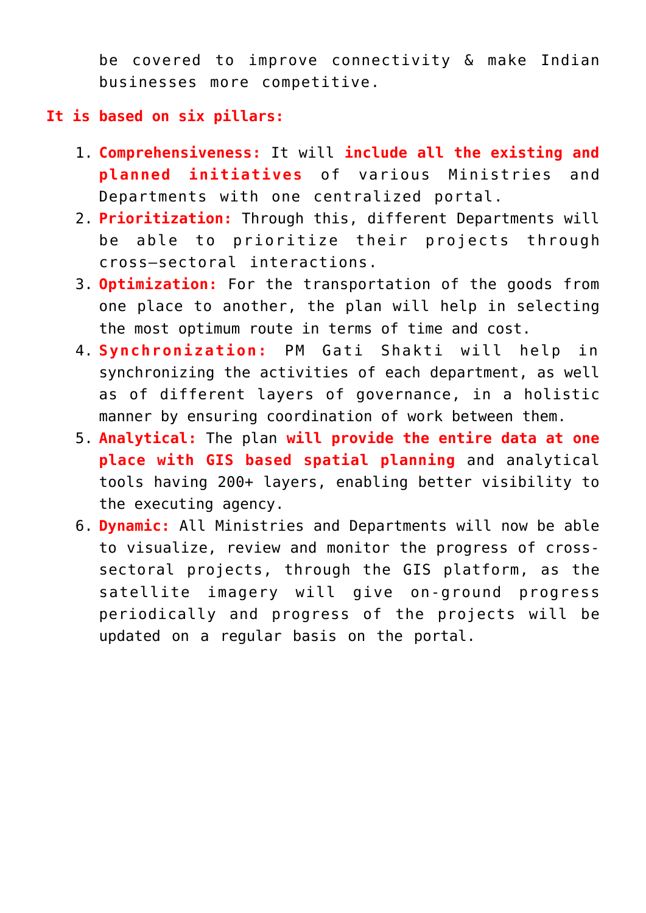be covered to improve connectivity & make Indian businesses more competitive.

**It is based on six pillars:**

1. **Comprehensiveness:** It will **include all the existing and planned initiatives** of various Ministries and Departments with one centralized portal.
2. **Prioritization:** Through this, different Departments will be able to prioritize their projects through cross–sectoral interactions.
3. **Optimization:** For the transportation of the goods from one place to another, the plan will help in selecting the most optimum route in terms of time and cost.
4. **Synchronization:** PM Gati Shakti will help in synchronizing the activities of each department, as well as of different layers of governance, in a holistic manner by ensuring coordination of work between them.
5. **Analytical:** The plan **will provide the entire data at one place with GIS based spatial planning** and analytical tools having 200+ layers, enabling better visibility to the executing agency.
6. **Dynamic:** All Ministries and Departments will now be able to visualize, review and monitor the progress of cross-sectoral projects, through the GIS platform, as the satellite imagery will give on-ground progress periodically and progress of the projects will be updated on a regular basis on the portal.